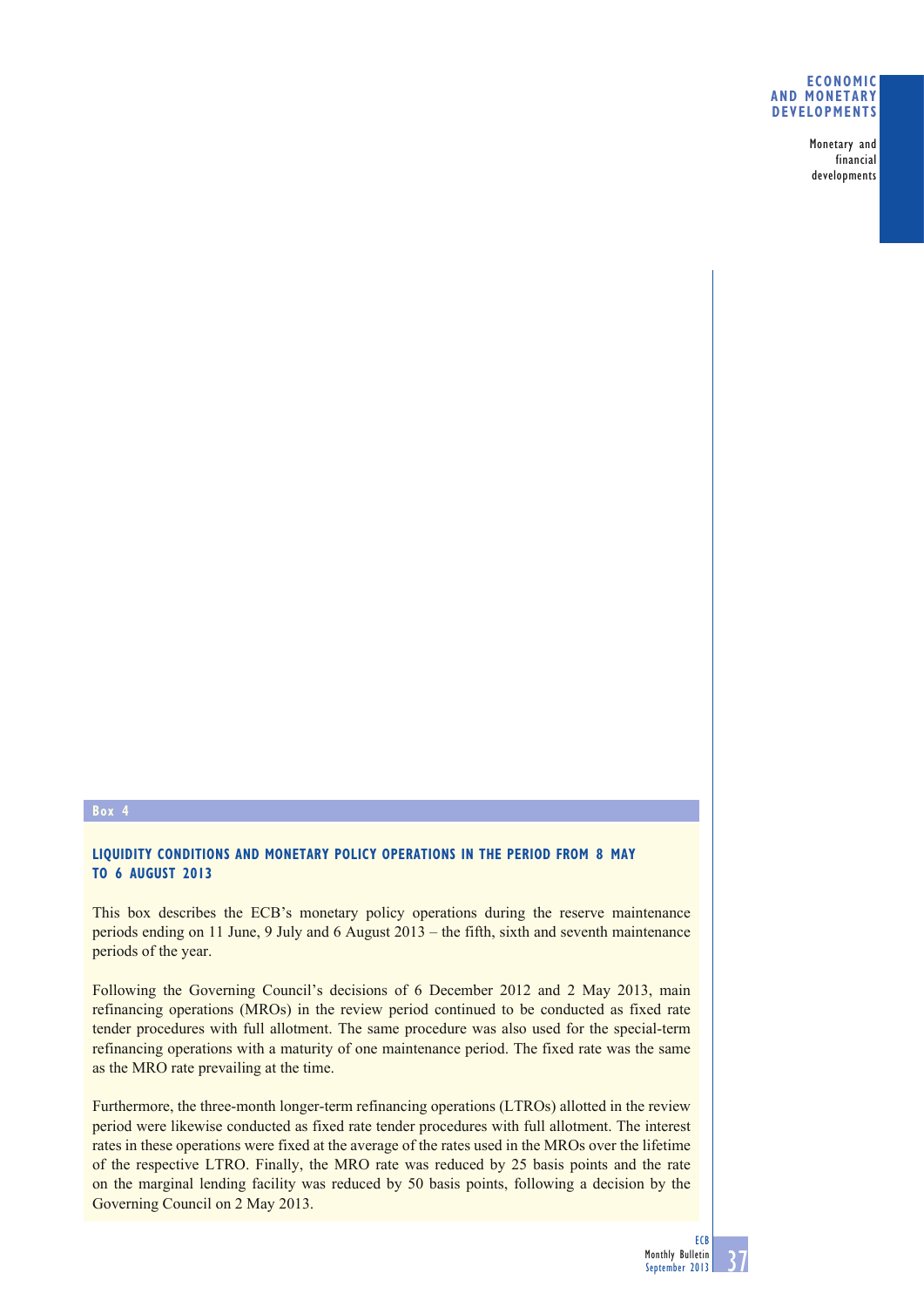**Box 4**

## LIQUIDITY CONDITIONS AND MONETARY POLICY OPERATIONS IN THE PERIOD FROM 8 MAY TO 6 AUGUST 2013

This box describes the ECB's monetary policy operations during the reserve maintenance periods ending on 11 June, 9 July and 6 August 2013 – the fifth, sixth and seventh maintenance periods of the year.

Following the Governing Council's decisions of 6 December 2012 and 2 May 2013, main refinancing operations (MROs) in the review period continued to be conducted as fixed rate tender procedures with full allotment. The same procedure was also used for the special-term refinancing operations with a maturity of one maintenance period. The fixed rate was the same as the MRO rate prevailing at the time.

Furthermore, the three-month longer-term refinancing operations (LTROs) allotted in the review period were likewise conducted as fixed rate tender procedures with full allotment. The interest rates in these operations were fixed at the average of the rates used in the MROs over the lifetime of the respective LTRO. Finally, the MRO rate was reduced by 25 basis points and the rate on the marginal lending facility was reduced by 50 basis points, following a decision by the Governing Council on 2 May 2013.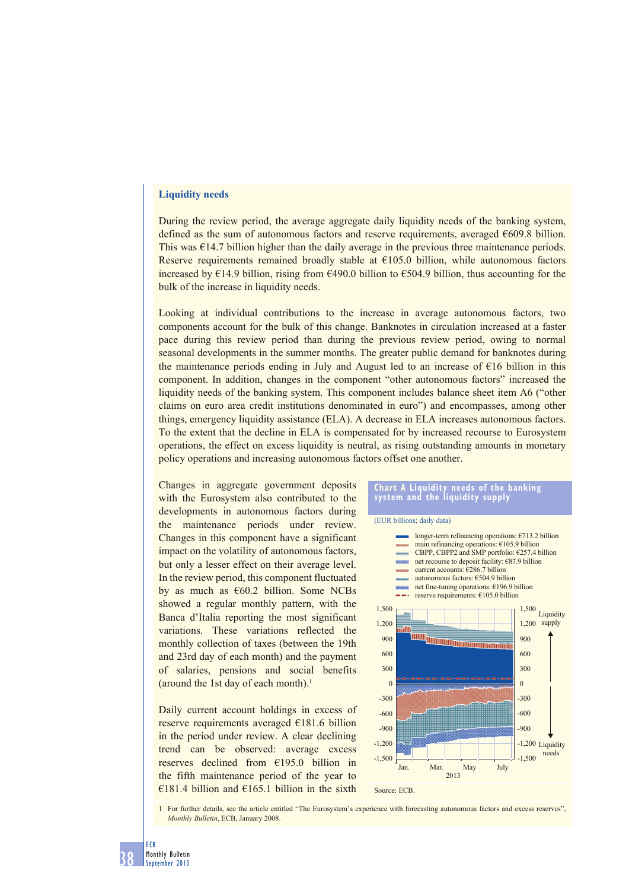### Liquidity needs

During the review period, the average aggregate daily liquidity needs of the banking system, defined as the sum of autonomous factors and reserve requirements, averaged €609.8 billion. This was €14.7 billion higher than the daily average in the previous three maintenance periods. Reserve requirements remained broadly stable at €105.0 billion, while autonomous factors increased by €14.9 billion, rising from €490.0 billion to €504.9 billion, thus accounting for the bulk of the increase in liquidity needs.

Looking at individual contributions to the increase in average autonomous factors, two components account for the bulk of this change. Banknotes in circulation increased at a faster pace during this review period than during the previous review period, owing to normal seasonal developments in the summer months. The greater public demand for banknotes during the maintenance periods ending in July and August led to an increase of €16 billion in this component. In addition, changes in the component "other autonomous factors" increased the liquidity needs of the banking system. This component includes balance sheet item A6 ("other claims on euro area credit institutions denominated in euro") and encompasses, among other things, emergency liquidity assistance (ELA). A decrease in ELA increases autonomous factors. To the extent that the decline in ELA is compensated for by increased recourse to Eurosystem operations, the effect on excess liquidity is neutral, as rising outstanding amounts in monetary policy operations and increasing autonomous factors offset one another.

Changes in aggregate government deposits with the Eurosystem also contributed to the developments in autonomous factors during the maintenance periods under review. Changes in this component have a significant impact on the volatility of autonomous factors, but only a lesser effect on their average level. In the review period, this component fluctuated by as much as €60.2 billion. Some NCBs showed a regular reporting pattern, with the Banca d'Italia reporting the most significant variations. These variations reflected the monthly collection of taxes (between the 19th and 23rd day of each month) and the payment of salaries, pensions and social benefits (around the 1st day of each month).[1]

Daily current account holdings in excess of reserve requirements averaged €181.6 billion in the period under review. A clear declining trend can be observed: average excess reserves declined from €195.0 billion in the fifth maintenance period of the year to €181.4 billion and €165.1 billion in the sixth

**Chart A Liquidity needs of the banking system and the liquidity supply**

(EUR billions; daily data)

- longer-term refinancing operations: €713.2 billion
- main refinancing operations: €105.9 billion
- CBPP, CBPP2 and SMP portfolio: €257.4 billion
- net recourse to deposit facility: €87.9 billion
- current accounts: €286.7 billion
- autonomous factors: €504.9 billion
- net fine-tuning operations: €196.9 billion
- reserve requirements: €105.0 billion

Source: ECB.

1 For further details, see the article entitled "The Eurosystem's experience with forecasting autonomous factors and excess reserves", *Monthly Bulletin*, ECB, January 2008.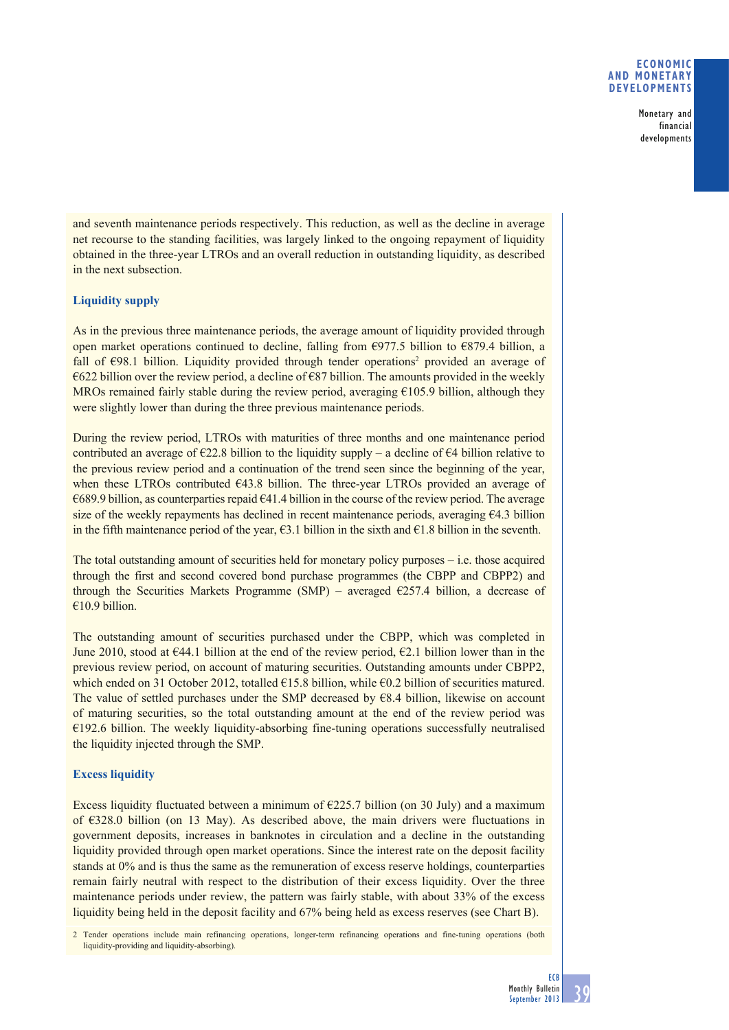and seventh maintenance periods respectively. This reduction, as well as the decline in average net recourse to the standing facilities, was largely linked to the ongoing repayment of liquidity obtained in the three-year LTROs and an overall reduction in outstanding liquidity, as described in the next subsection.

### Liquidity supply

As in the previous three maintenance periods, the average amount of liquidity provided through open market operations continued to decline, falling from €977.5 billion to €879.4 billion, a fall of €98.1 billion. Liquidity provided through tender operations[2] provided an average of €622 billion over the review period, a decline of €87 billion. The amounts provided in the weekly MROs remained fairly stable during the review period, averaging €105.9 billion, although they were slightly lower than during the three previous maintenance periods.

During the review period, LTROs with maturities of three months and one maintenance period contributed an average of €22.8 billion to the liquidity supply – a decline of €4 billion relative to the previous review period and a continuation of the trend seen since the beginning of the year, when these LTROs contributed €43.8 billion. The three-year LTROs provided an average of €689.9 billion, as counterparties repaid €41.4 billion in the course of the review period. The average size of the weekly repayments has declined in recent maintenance periods, averaging €4.3 billion in the fifth maintenance period of the year, €3.1 billion in the sixth and €1.8 billion in the seventh.

The total outstanding amount of securities held for monetary policy purposes – i.e. those acquired through the first and second covered bond purchase programmes (the CBPP and CBPP2) and through the Securities Markets Programme (SMP) – averaged €257.4 billion, a decrease of €10.9 billion.

The outstanding amount of securities purchased under the CBPP, which was completed in June 2010, stood at €44.1 billion at the end of the review period, €2.1 billion lower than in the previous review period, on account of maturing securities. Outstanding amounts under CBPP2, which ended on 31 October 2012, totalled €15.8 billion, while €0.2 billion of securities matured. The value of settled purchases under the SMP decreased by €8.4 billion, likewise on account of maturing securities, so the total outstanding amount at the end of the review period was €192.6 billion. The weekly liquidity-absorbing fine-tuning operations successfully neutralised the liquidity injected through the SMP.

### Excess liquidity

Excess liquidity fluctuated between a minimum of €225.7 billion (on 30 July) and a maximum of €328.0 billion (on 13 May). As described above, the main drivers were fluctuations in government deposits, increases in banknotes in circulation and a decline in the outstanding liquidity provided through open market operations. Since the interest rate on the deposit facility stands at 0% and is thus the same as the remuneration of excess reserve holdings, counterparties remain fairly neutral with respect to the distribution of their excess liquidity. Over the three maintenance periods under review, the pattern was fairly stable, with about 33% of the excess liquidity being held in the deposit facility and 67% being held as excess reserves (see Chart B).

2 Tender operations include main refinancing operations, longer-term refinancing operations and fine-tuning operations (both liquidity-providing and liquidity-absorbing).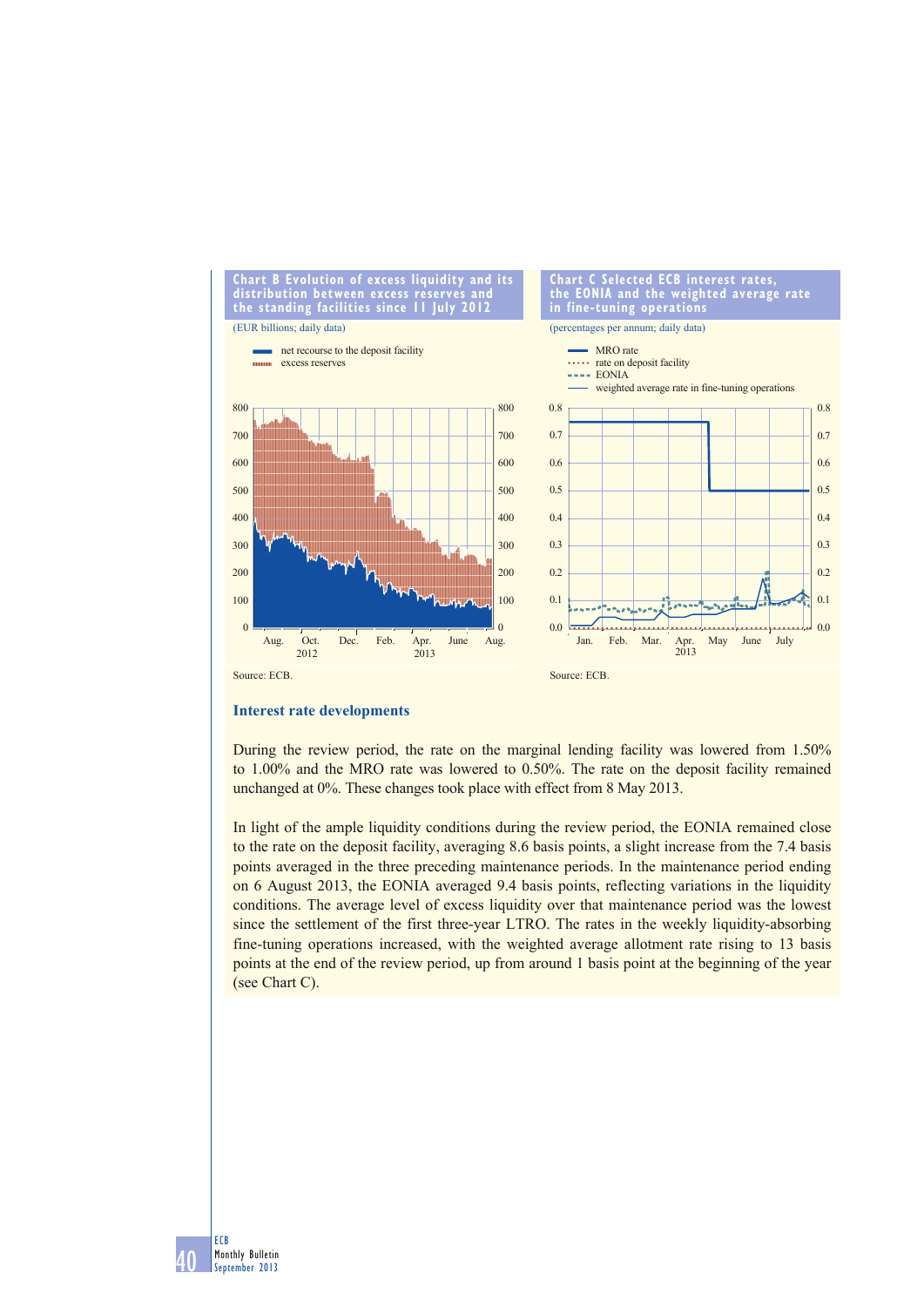**Chart B Evolution of excess liquidity and its distribution between excess reserves and the standing facilities since 11 July 2012**

(EUR billions; daily data)

net recourse to the deposit facility
excess reserves

800
700
600
500
400
300
200
100
0

Aug. Oct. 2012 Dec. Feb. Apr. 2013 June Aug.

Source: ECB.

**Chart C Selected ECB interest rates, the EONIA and the weighted average rate in fine-tuning operations**

(percentages per annum; daily data)

MRO rate
rate on deposit facility
EONIA
weighted average rate in fine-tuning operations

0.8
0.7
0.6
0.5
0.4
0.3
0.2
0.1
0.0

Jan. Feb. Mar. Apr. 2013 May June July

Source: ECB.

### Interest rate developments

During the review period, the rate on the marginal lending facility was lowered from 1.50% to 1.00% and the MRO rate was lowered to 0.50%. The rate on the deposit facility remained unchanged at 0%. These changes took place with effect from 8 May 2013.

In light of the ample liquidity conditions during the review period, the EONIA remained close to the rate on the deposit facility, averaging 8.6 basis points, a slight increase from the 7.4 basis points averaged in the three preceding maintenance periods. In the maintenance period ending on 6 August 2013, the EONIA averaged 9.4 basis points, reflecting variations in the liquidity conditions. The average level of excess liquidity over that maintenance period was the lowest since the settlement of the first three-year LTRO. The rates in the weekly liquidity-absorbing fine-tuning operations increased, with the weighted average allotment rate rising to 13 basis points at the end of the review period, up from around 1 basis point at the beginning of the year (see Chart C).